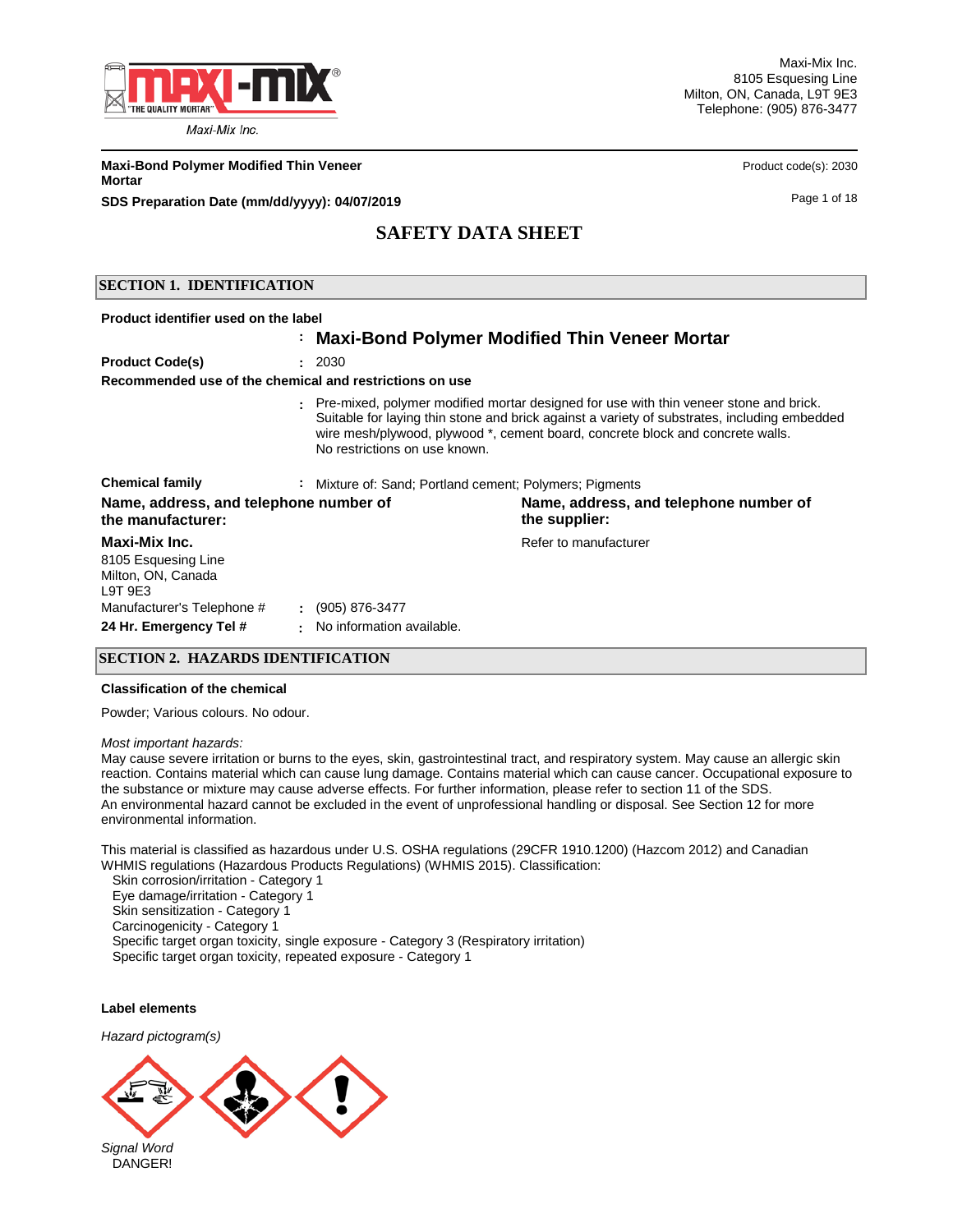Maxi-Mix Inc.
8105 Esquesing Line
Milton, ON, Canada, L9T 9E3
Telephone: (905) 876-3477

**Maxi-Bond Polymer Modified Thin Veneer Mortar**

Product code(s): 2030

**SDS Preparation Date (mm/dd/yyyy): 04/07/2019**

# SAFETY DATA SHEET

## SECTION 1. IDENTIFICATION

**Product identifier used on the label**

: **Maxi-Bond Polymer Modified Thin Veneer Mortar**

**Product Code(s)** : 2030

**Recommended use of the chemical and restrictions on use**

: Pre-mixed, polymer modified mortar designed for use with thin veneer stone and brick. Suitable for laying thin stone and brick against a variety of substrates, including embedded wire mesh/plywood, plywood *, cement board, concrete block and concrete walls.
No restrictions on use known.

**Chemical family** : Mixture of: Sand; Portland cement; Polymers; Pigments

**Name, address, and telephone number of the manufacturer:**

**Maxi-Mix Inc.**
8105 Esquesing Line
Milton, ON, Canada
L9T 9E3

Manufacturer's Telephone # : (905) 876-3477

**24 Hr. Emergency Tel #** : No information available.

**Name, address, and telephone number of the supplier:**

Refer to manufacturer

## SECTION 2. HAZARDS IDENTIFICATION

**Classification of the chemical**

Powder; Various colours. No odour.

*Most important hazards:*
May cause severe irritation or burns to the eyes, skin, gastrointestinal tract, and respiratory system. May cause an allergic skin reaction. Contains material which can cause lung damage. Contains material which can cause cancer. Occupational exposure to the substance or mixture may cause adverse effects. For further information, please refer to section 11 of the SDS.
An environmental hazard cannot be excluded in the event of unprofessional handling or disposal. See Section 12 for more environmental information.

This material is classified as hazardous under U.S. OSHA regulations (29CFR 1910.1200) (Hazcom 2012) and Canadian WHMIS regulations (Hazardous Products Regulations) (WHMIS 2015). Classification:

- Skin corrosion/irritation - Category 1
- Eye damage/irritation - Category 1
- Skin sensitization - Category 1
- Carcinogenicity - Category 1
- Specific target organ toxicity, single exposure - Category 3 (Respiratory irritation)
- Specific target organ toxicity, repeated exposure - Category 1

**Label elements**

*Hazard pictogram(s)*

*Signal Word*
DANGER!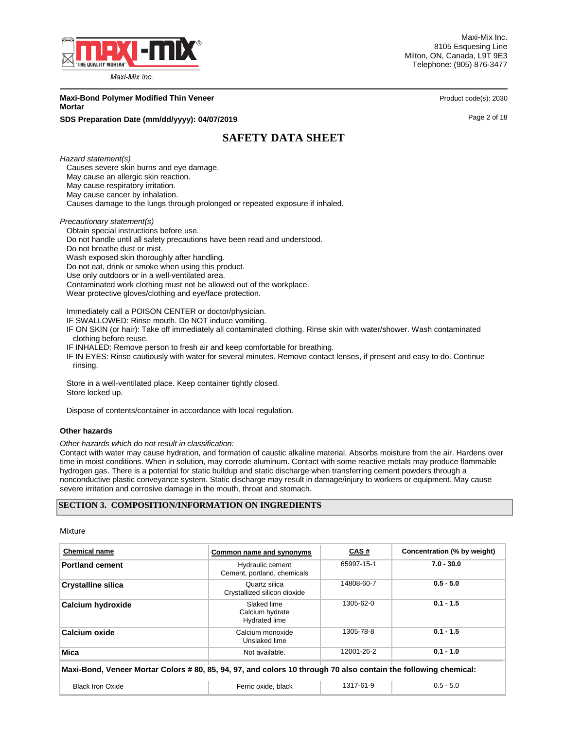*Hazard statement(s)*

Causes severe skin burns and eye damage.
May cause an allergic skin reaction.
May cause respiratory irritation.
May cause cancer by inhalation.
Causes damage to the lungs through prolonged or repeated exposure if inhaled.

*Precautionary statement(s)*

Obtain special instructions before use.
Do not handle until all safety precautions have been read and understood.
Do not breathe dust or mist.
Wash exposed skin thoroughly after handling.
Do not eat, drink or smoke when using this product.
Use only outdoors or in a well-ventilated area.
Contaminated work clothing must not be allowed out of the workplace.
Wear protective gloves/clothing and eye/face protection.

Immediately call a POISON CENTER or doctor/physician.
IF SWALLOWED: Rinse mouth. Do NOT induce vomiting.
IF ON SKIN (or hair): Take off immediately all contaminated clothing. Rinse skin with water/shower. Wash contaminated clothing before reuse.
IF INHALED: Remove person to fresh air and keep comfortable for breathing.
IF IN EYES: Rinse cautiously with water for several minutes. Remove contact lenses, if present and easy to do. Continue rinsing.

Store in a well-ventilated place. Keep container tightly closed.
Store locked up.

Dispose of contents/container in accordance with local regulation.

**Other hazards**

*Other hazards which do not result in classification:*

Contact with water may cause hydration, and formation of caustic alkaline material. Absorbs moisture from the air. Hardens over time in moist conditions. When in solution, may corrode aluminum. Contact with some reactive metals may produce flammable hydrogen gas. There is a potential for static buildup and static discharge when transferring cement powders through a nonconductive plastic conveyance system. Static discharge may result in damage/injury to workers or equipment. May cause severe irritation and corrosive damage in the mouth, throat and stomach.

## SECTION 3. COMPOSITION/INFORMATION ON INGREDIENTS

Mixture

| Chemical name | Common name and synonyms | CAS # | Concentration (% by weight) |
|---|---|---|---|
| **Portland cement** | Hydraulic cement<br>Cement, portland, chemicals | 65997-15-1 | **7.0 - 30.0** |
| **Crystalline silica** | Quartz silica<br>Crystallized silicon dioxide | 14808-60-7 | **0.5 - 5.0** |
| **Calcium hydroxide** | Slaked lime<br>Calcium hydrate<br>Hydrated lime | 1305-62-0 | **0.1 - 1.5** |
| **Calcium oxide** | Calcium monoxide<br>Unslaked lime | 1305-78-8 | **0.1 - 1.5** |
| **Mica** | Not available. | 12001-26-2 | **0.1 - 1.0** |
| **Maxi-Bond, Veneer Mortar Colors # 80, 85, 94, 97, and colors 10 through 70 also contain the following chemical:** | | | |
| Black Iron Oxide | Ferric oxide, black | 1317-61-9 | 0.5 - 5.0 |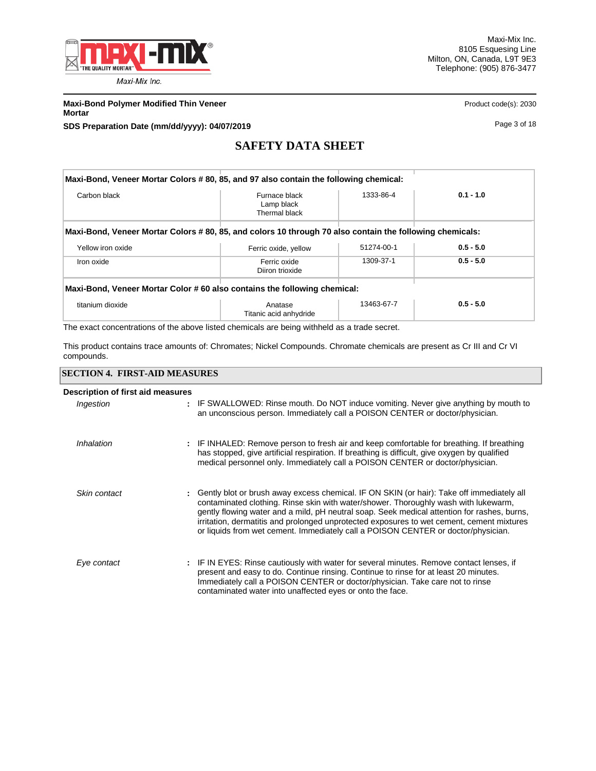| Maxi-Bond, Veneer Mortar Colors # 80, 85, and 97 also contain the following chemical: | | | |
|---|---|---|---|
| Carbon black | Furnace black<br>Lamp black<br>Thermal black | 1333-86-4 | **0.1 - 1.0** |
| **Maxi-Bond, Veneer Mortar Colors # 80, 85, and colors 10 through 70 also contain the following chemicals:** | | | |
| Yellow iron oxide | Ferric oxide, yellow | 51274-00-1 | **0.5 - 5.0** |
| Iron oxide | Ferric oxide<br>Diiron trioxide | 1309-37-1 | **0.5 - 5.0** |
| **Maxi-Bond, Veneer Mortar Color # 60 also contains the following chemical:** | | | |
| titanium dioxide | Anatase<br>Titanic acid anhydride | 13463-67-7 | **0.5 - 5.0** |

The exact concentrations of the above listed chemicals are being withheld as a trade secret.

This product contains trace amounts of: Chromates; Nickel Compounds. Chromate chemicals are present as Cr III and Cr VI compounds.

## SECTION 4. FIRST-AID MEASURES

**Description of first aid measures**

*Ingestion* : IF SWALLOWED: Rinse mouth. Do NOT induce vomiting. Never give anything by mouth to an unconscious person. Immediately call a POISON CENTER or doctor/physician.

*Inhalation* : IF INHALED: Remove person to fresh air and keep comfortable for breathing. If breathing has stopped, give artificial respiration. If breathing is difficult, give oxygen by qualified medical personnel only. Immediately call a POISON CENTER or doctor/physician.

*Skin contact* : Gently blot or brush away excess chemical. IF ON SKIN (or hair): Take off immediately all contaminated clothing. Rinse skin with water/shower. Thoroughly wash with lukewarm, gently flowing water and a mild, pH neutral soap. Seek medical attention for rashes, burns, irritation, dermatitis and prolonged unprotected exposures to wet cement, cement mixtures or liquids from wet cement. Immediately call a POISON CENTER or doctor/physician.

*Eye contact* : IF IN EYES: Rinse cautiously with water for several minutes. Remove contact lenses, if present and easy to do. Continue rinsing. Continue to rinse for at least 20 minutes. Immediately call a POISON CENTER or doctor/physician. Take care not to rinse contaminated water into unaffected eyes or onto the face.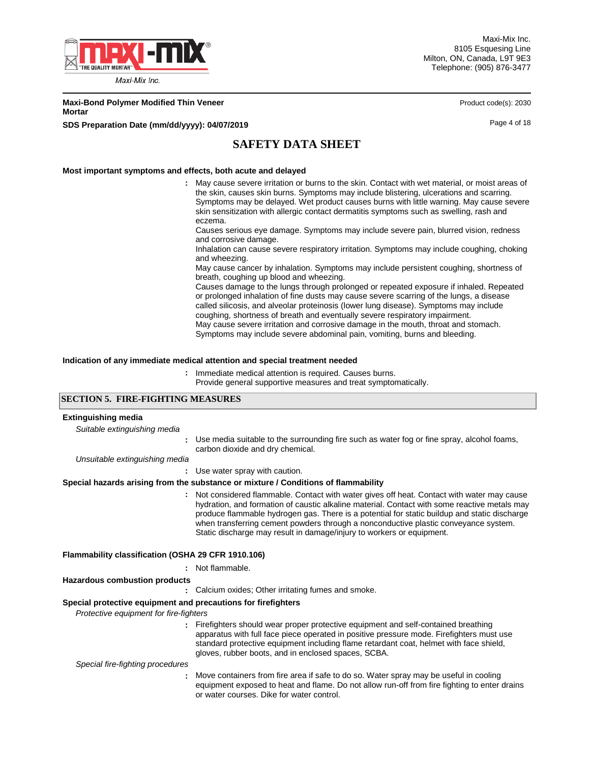**Most important symptoms and effects, both acute and delayed**

: May cause severe irritation or burns to the skin. Contact with wet material, or moist areas of the skin, causes skin burns. Symptoms may include blistering, ulcerations and scarring. Symptoms may be delayed. Wet product causes burns with little warning. May cause severe skin sensitization with allergic contact dermatitis symptoms such as swelling, rash and eczema.
Causes serious eye damage. Symptoms may include severe pain, blurred vision, redness and corrosive damage.
Inhalation can cause severe respiratory irritation. Symptoms may include coughing, choking and wheezing.
May cause cancer by inhalation. Symptoms may include persistent coughing, shortness of breath, coughing up blood and wheezing.
Causes damage to the lungs through prolonged or repeated exposure if inhaled. Repeated or prolonged inhalation of fine dusts may cause severe scarring of the lungs, a disease called silicosis, and alveolar proteinosis (lower lung disease). Symptoms may include coughing, shortness of breath and eventually severe respiratory impairment.
May cause severe irritation and corrosive damage in the mouth, throat and stomach. Symptoms may include severe abdominal pain, vomiting, burns and bleeding.

**Indication of any immediate medical attention and special treatment needed**

: Immediate medical attention is required. Causes burns.
Provide general supportive measures and treat symptomatically.

## SECTION 5. FIRE-FIGHTING MEASURES

**Extinguishing media**

*Suitable extinguishing media*

: Use media suitable to the surrounding fire such as water fog or fine spray, alcohol foams, carbon dioxide and dry chemical.

*Unsuitable extinguishing media*

: Use water spray with caution.

**Special hazards arising from the substance or mixture / Conditions of flammability**

: Not considered flammable. Contact with water gives off heat. Contact with water may cause hydration, and formation of caustic alkaline material. Contact with some reactive metals may produce flammable hydrogen gas. There is a potential for static buildup and static discharge when transferring cement powders through a nonconductive plastic conveyance system. Static discharge may result in damage/injury to workers or equipment.

**Flammability classification (OSHA 29 CFR 1910.106)**

: Not flammable.

**Hazardous combustion products**

: Calcium oxides; Other irritating fumes and smoke.

**Special protective equipment and precautions for firefighters**

*Protective equipment for fire-fighters*

: Firefighters should wear proper protective equipment and self-contained breathing apparatus with full face piece operated in positive pressure mode. Firefighters must use standard protective equipment including flame retardant coat, helmet with face shield, gloves, rubber boots, and in enclosed spaces, SCBA.

*Special fire-fighting procedures*

: Move containers from fire area if safe to do so. Water spray may be useful in cooling equipment exposed to heat and flame. Do not allow run-off from fire fighting to enter drains or water courses. Dike for water control.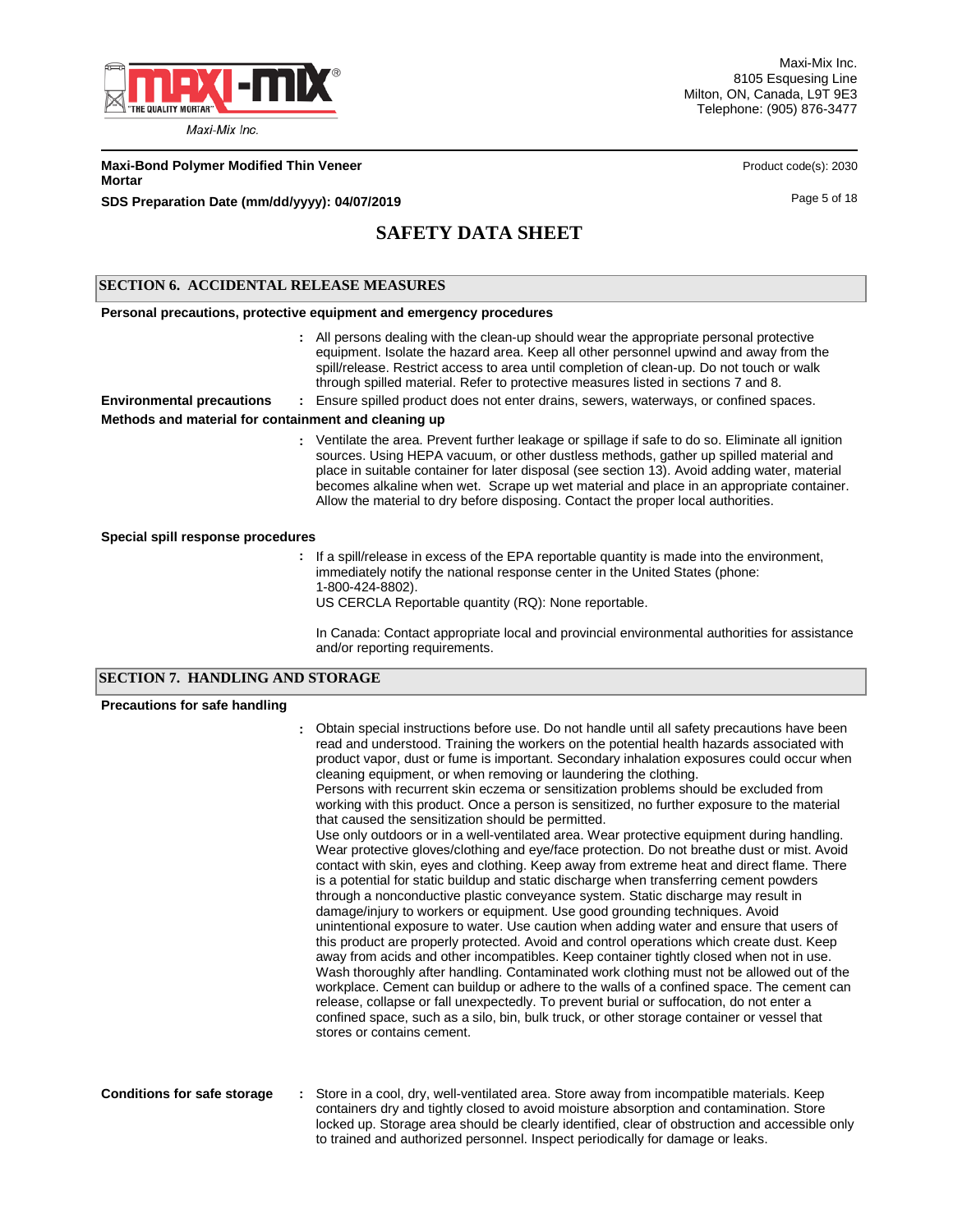## SAFETY DATA SHEET

## SECTION 6. ACCIDENTAL RELEASE MEASURES

**Personal precautions, protective equipment and emergency procedures**

: All persons dealing with the clean-up should wear the appropriate personal protective equipment. Isolate the hazard area. Keep all other personnel upwind and away from the spill/release. Restrict access to area until completion of clean-up. Do not touch or walk through spilled material. Refer to protective measures listed in sections 7 and 8.

**Environmental precautions** : Ensure spilled product does not enter drains, sewers, waterways, or confined spaces.

**Methods and material for containment and cleaning up**

: Ventilate the area. Prevent further leakage or spillage if safe to do so. Eliminate all ignition sources. Using HEPA vacuum, or other dustless methods, gather up spilled material and place in suitable container for later disposal (see section 13). Avoid adding water, material becomes alkaline when wet. Scrape up wet material and place in an appropriate container. Allow the material to dry before disposing. Contact the proper local authorities.

**Special spill response procedures**

: If a spill/release in excess of the EPA reportable quantity is made into the environment, immediately notify the national response center in the United States (phone: 1-800-424-8802).
US CERCLA Reportable quantity (RQ): None reportable.

In Canada: Contact appropriate local and provincial environmental authorities for assistance and/or reporting requirements.

## SECTION 7. HANDLING AND STORAGE

**Precautions for safe handling**

: Obtain special instructions before use. Do not handle until all safety precautions have been read and understood. Training the workers on the potential health hazards associated with product vapor, dust or fume is important. Secondary inhalation exposures could occur when cleaning equipment, or when removing or laundering the clothing.
Persons with recurrent skin eczema or sensitization problems should be excluded from working with this product. Once a person is sensitized, no further exposure to the material that caused the sensitization should be permitted.
Use only outdoors or in a well-ventilated area. Wear protective equipment during handling. Wear protective gloves/clothing and eye/face protection. Do not breathe dust or mist. Avoid contact with skin, eyes and clothing. Keep away from extreme heat and direct flame. There is a potential for static buildup and static discharge when transferring cement powders through a nonconductive plastic conveyance system. Static discharge may result in damage/injury to workers or equipment. Use good grounding techniques. Avoid unintentional exposure to water. Use caution when adding water and ensure that users of this product are properly protected. Avoid and control operations which create dust. Keep away from acids and other incompatibles. Keep container tightly closed when not in use. Wash thoroughly after handling. Contaminated work clothing must not be allowed out of the workplace. Cement can buildup or adhere to the walls of a confined space. The cement can release, collapse or fall unexpectedly. To prevent burial or suffocation, do not enter a confined space, such as a silo, bin, bulk truck, or other storage container or vessel that stores or contains cement.

**Conditions for safe storage** : Store in a cool, dry, well-ventilated area. Store away from incompatible materials. Keep containers dry and tightly closed to avoid moisture absorption and contamination. Store locked up. Storage area should be clearly identified, clear of obstruction and accessible only to trained and authorized personnel. Inspect periodically for damage or leaks.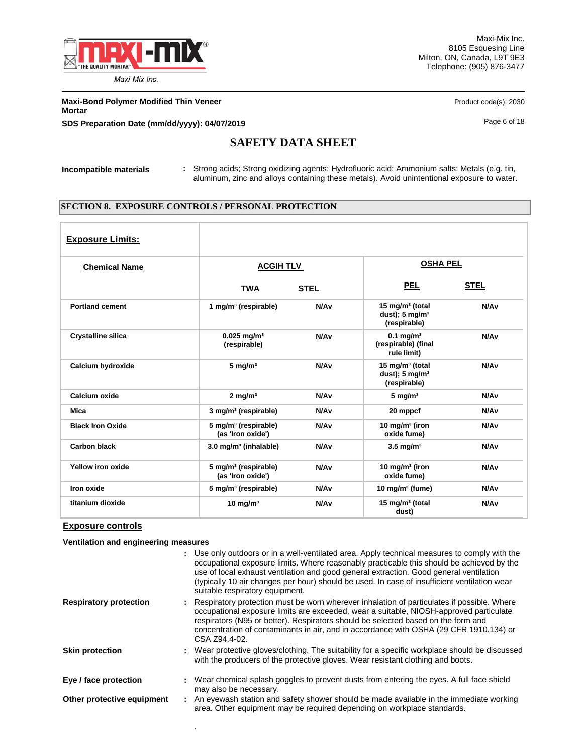**Incompatible materials** : Strong acids; Strong oxidizing agents; Hydrofluoric acid; Ammonium salts; Metals (e.g. tin, aluminum, zinc and alloys containing these metals). Avoid unintentional exposure to water.

## SECTION 8. EXPOSURE CONTROLS / PERSONAL PROTECTION

**Exposure Limits:**

| Chemical Name | ACGIH TLV | | OSHA PEL | |
|---|---|---|---|---|
| | TWA | STEL | PEL | STEL |
| Portland cement | 1 mg/m³ (respirable) | N/Av | 15 mg/m³ (total dust); 5 mg/m³ (respirable) | N/Av |
| Crystalline silica | 0.025 mg/m³ (respirable) | N/Av | 0.1 mg/m³ (respirable) (final rule limit) | N/Av |
| Calcium hydroxide | 5 mg/m³ | N/Av | 15 mg/m³ (total dust); 5 mg/m³ (respirable) | N/Av |
| Calcium oxide | 2 mg/m³ | N/Av | 5 mg/m³ | N/Av |
| Mica | 3 mg/m³ (respirable) | N/Av | 20 mppcf | N/Av |
| Black Iron Oxide | 5 mg/m³ (respirable) (as 'Iron oxide') | N/Av | 10 mg/m³ (iron oxide fume) | N/Av |
| Carbon black | 3.0 mg/m³ (inhalable) | N/Av | 3.5 mg/m³ | N/Av |
| Yellow iron oxide | 5 mg/m³ (respirable) (as 'Iron oxide') | N/Av | 10 mg/m³ (iron oxide fume) | N/Av |
| Iron oxide | 5 mg/m³ (respirable) | N/Av | 10 mg/m³ (fume) | N/Av |
| titanium dioxide | 10 mg/m³ | N/Av | 15 mg/m³ (total dust) | N/Av |

**Exposure controls**

**Ventilation and engineering measures**

: Use only outdoors or in a well-ventilated area. Apply technical measures to comply with the occupational exposure limits. Where reasonably practicable this should be achieved by the use of local exhaust ventilation and good general extraction. Good general ventilation (typically 10 air changes per hour) should be used. In case of insufficient ventilation wear suitable respiratory equipment.

**Respiratory protection** : Respiratory protection must be worn wherever inhalation of particulates if possible. Where occupational exposure limits are exceeded, wear a suitable, NIOSH-approved particulate respirators (N95 or better). Respirators should be selected based on the form and concentration of contaminants in air, and in accordance with OSHA (29 CFR 1910.134) or CSA Z94.4-02.

**Skin protection** : Wear protective gloves/clothing. The suitability for a specific workplace should be discussed with the producers of the protective gloves. Wear resistant clothing and boots.

**Eye / face protection** : Wear chemical splash goggles to prevent dusts from entering the eyes. A full face shield may also be necessary.

**Other protective equipment** : An eyewash station and safety shower should be made available in the immediate working area. Other equipment may be required depending on workplace standards.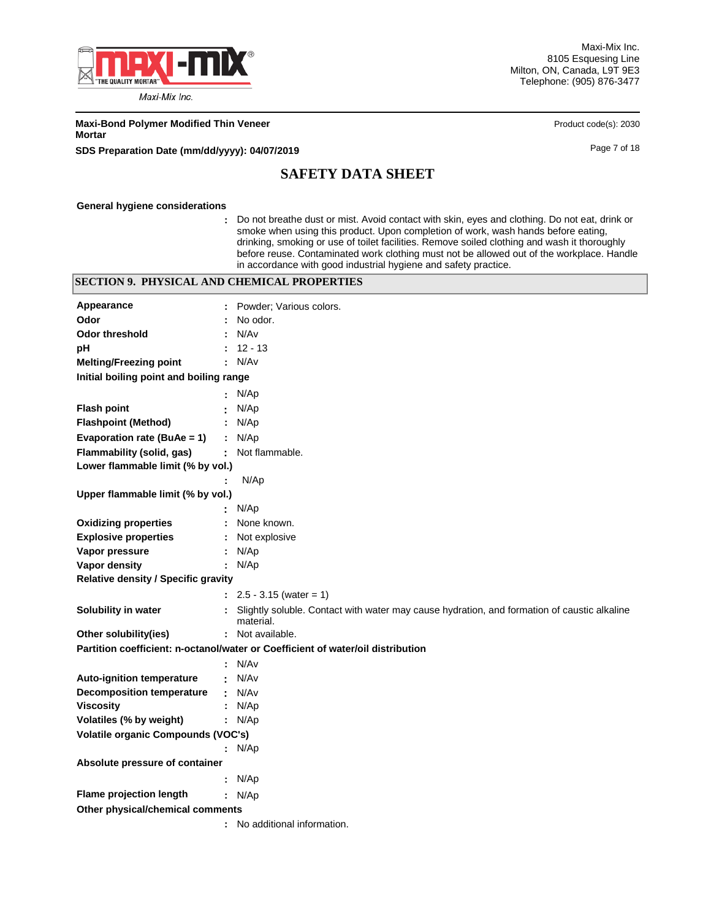**General hygiene considerations**

: Do not breathe dust or mist. Avoid contact with skin, eyes and clothing. Do not eat, drink or smoke when using this product. Upon completion of work, wash hands before eating, drinking, smoking or use of toilet facilities. Remove soiled clothing and wash it thoroughly before reuse. Contaminated work clothing must not be allowed out of the workplace. Handle in accordance with good industrial hygiene and safety practice.

## SECTION 9. PHYSICAL AND CHEMICAL PROPERTIES

**Appearance** : Powder; Various colors.

**Odor** : No odor.

**Odor threshold** : N/Av

**pH** : 12 - 13

**Melting/Freezing point** : N/Av

**Initial boiling point and boiling range** : N/Ap

**Flash point** : N/Ap

**Flashpoint (Method)** : N/Ap

**Evaporation rate (BuAe = 1)** : N/Ap

**Flammability (solid, gas)** : Not flammable.

**Lower flammable limit (% by vol.)** : N/Ap

**Upper flammable limit (% by vol.)** : N/Ap

**Oxidizing properties** : None known.

**Explosive properties** : Not explosive

**Vapor pressure** : N/Ap

**Vapor density** : N/Ap

**Relative density / Specific gravity** : 2.5 - 3.15 (water = 1)

**Solubility in water** : Slightly soluble. Contact with water may cause hydration, and formation of caustic alkaline material.

**Other solubility(ies)** : Not available.

**Partition coefficient: n-octanol/water or Coefficient of water/oil distribution** : N/Av

**Auto-ignition temperature** : N/Av

**Decomposition temperature** : N/Av

**Viscosity** : N/Ap

**Volatiles (% by weight)** : N/Ap

**Volatile organic Compounds (VOC's)** : N/Ap

**Absolute pressure of container** : N/Ap

**Flame projection length** : N/Ap

**Other physical/chemical comments** : No additional information.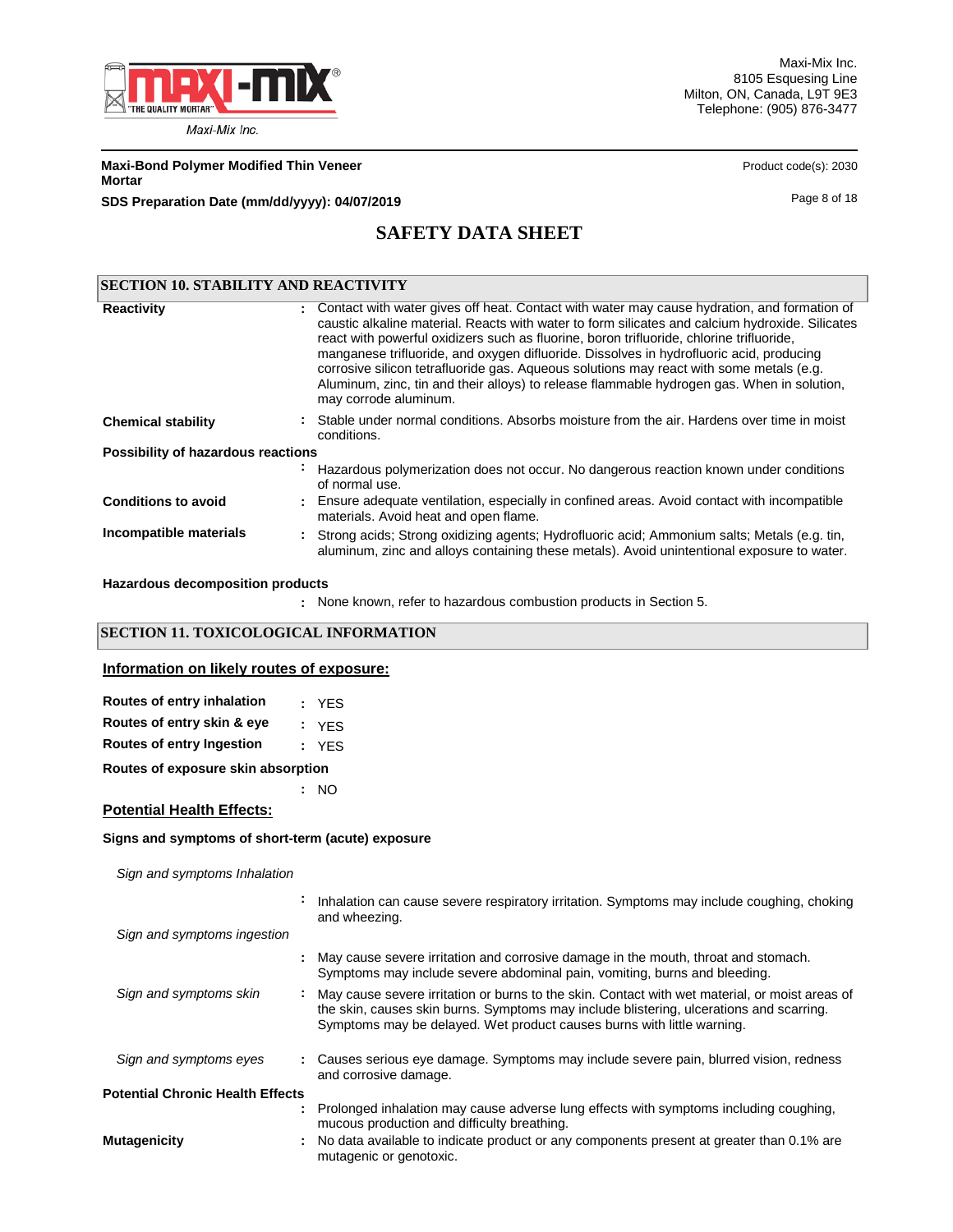# SAFETY DATA SHEET

## SECTION 10. STABILITY AND REACTIVITY

**Reactivity** : Contact with water gives off heat. Contact with water may cause hydration, and formation of caustic alkaline material. Reacts with water to form silicates and calcium hydroxide. Silicates react with powerful oxidizers such as fluorine, boron trifluoride, chlorine trifluoride, manganese trifluoride, and oxygen difluoride. Dissolves in hydrofluoric acid, producing corrosive silicon tetrafluoride gas. Aqueous solutions may react with some metals (e.g. Aluminum, zinc, tin and their alloys) to release flammable hydrogen gas. When in solution, may corrode aluminum.

**Chemical stability** : Stable under normal conditions. Absorbs moisture from the air. Hardens over time in moist conditions.

**Possibility of hazardous reactions**

: Hazardous polymerization does not occur. No dangerous reaction known under conditions of normal use.

**Conditions to avoid** : Ensure adequate ventilation, especially in confined areas. Avoid contact with incompatible materials. Avoid heat and open flame.

**Incompatible materials** : Strong acids; Strong oxidizing agents; Hydrofluoric acid; Ammonium salts; Metals (e.g. tin, aluminum, zinc and alloys containing these metals). Avoid unintentional exposure to water.

**Hazardous decomposition products**

: None known, refer to hazardous combustion products in Section 5.

## SECTION 11. TOXICOLOGICAL INFORMATION

### Information on likely routes of exposure:

**Routes of entry inhalation** : YES

**Routes of entry skin & eye** : YES

**Routes of entry Ingestion** : YES

**Routes of exposure skin absorption**

: NO

### Potential Health Effects:

**Signs and symptoms of short-term (acute) exposure**

*Sign and symptoms Inhalation*

: Inhalation can cause severe respiratory irritation. Symptoms may include coughing, choking and wheezing.

*Sign and symptoms ingestion*

: May cause severe irritation and corrosive damage in the mouth, throat and stomach. Symptoms may include severe abdominal pain, vomiting, burns and bleeding.

*Sign and symptoms skin* : May cause severe irritation or burns to the skin. Contact with wet material, or moist areas of the skin, causes skin burns. Symptoms may include blistering, ulcerations and scarring. Symptoms may be delayed. Wet product causes burns with little warning.

*Sign and symptoms eyes* : Causes serious eye damage. Symptoms may include severe pain, blurred vision, redness and corrosive damage.

**Potential Chronic Health Effects**

: Prolonged inhalation may cause adverse lung effects with symptoms including coughing, mucous production and difficulty breathing.

**Mutagenicity** : No data available to indicate product or any components present at greater than 0.1% are mutagenic or genotoxic.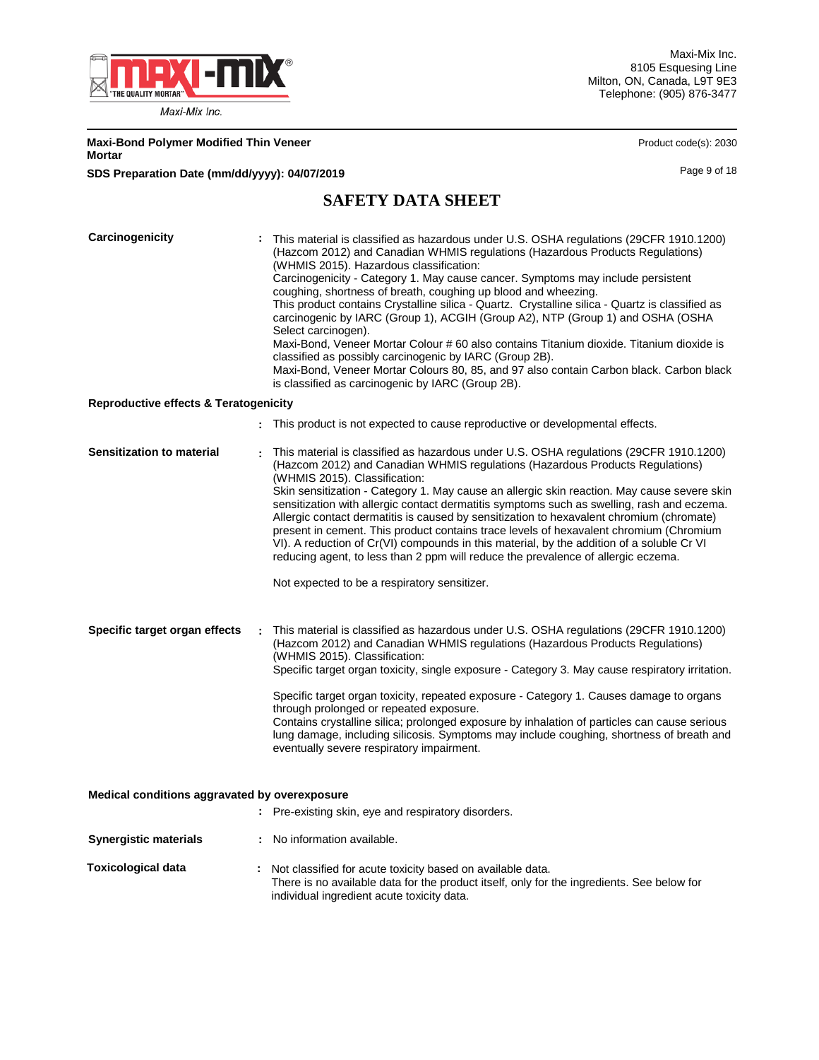# SAFETY DATA SHEET

**Carcinogenicity** : This material is classified as hazardous under U.S. OSHA regulations (29CFR 1910.1200) (Hazcom 2012) and Canadian WHMIS regulations (Hazardous Products Regulations) (WHMIS 2015). Hazardous classification:
Carcinogenicity - Category 1. May cause cancer. Symptoms may include persistent coughing, shortness of breath, coughing up blood and wheezing.
This product contains Crystalline silica - Quartz. Crystalline silica - Quartz is classified as carcinogenic by IARC (Group 1), ACGIH (Group A2), NTP (Group 1) and OSHA (OSHA Select carcinogen).
Maxi-Bond, Veneer Mortar Colour # 60 also contains Titanium dioxide. Titanium dioxide is classified as possibly carcinogenic by IARC (Group 2B).
Maxi-Bond, Veneer Mortar Colours 80, 85, and 97 also contain Carbon black. Carbon black is classified as carcinogenic by IARC (Group 2B).

**Reproductive effects & Teratogenicity**

: This product is not expected to cause reproductive or developmental effects.

**Sensitization to material** : This material is classified as hazardous under U.S. OSHA regulations (29CFR 1910.1200) (Hazcom 2012) and Canadian WHMIS regulations (Hazardous Products Regulations) (WHMIS 2015). Classification:
Skin sensitization - Category 1. May cause an allergic skin reaction. May cause severe skin sensitization with allergic contact dermatitis symptoms such as swelling, rash and eczema. Allergic contact dermatitis is caused by sensitization to hexavalent chromium (chromate) present in cement. This product contains trace levels of hexavalent chromium (Chromium VI). A reduction of Cr(VI) compounds in this material, by the addition of a soluble Cr VI reducing agent, to less than 2 ppm will reduce the prevalence of allergic eczema.

Not expected to be a respiratory sensitizer.

**Specific target organ effects** : This material is classified as hazardous under U.S. OSHA regulations (29CFR 1910.1200) (Hazcom 2012) and Canadian WHMIS regulations (Hazardous Products Regulations) (WHMIS 2015). Classification:
Specific target organ toxicity, single exposure - Category 3. May cause respiratory irritation.

Specific target organ toxicity, repeated exposure - Category 1. Causes damage to organs through prolonged or repeated exposure.
Contains crystalline silica; prolonged exposure by inhalation of particles can cause serious lung damage, including silicosis. Symptoms may include coughing, shortness of breath and eventually severe respiratory impairment.

**Medical conditions aggravated by overexposure**

: Pre-existing skin, eye and respiratory disorders.

**Synergistic materials** : No information available.

**Toxicological data** : Not classified for acute toxicity based on available data.
There is no available data for the product itself, only for the ingredients. See below for individual ingredient acute toxicity data.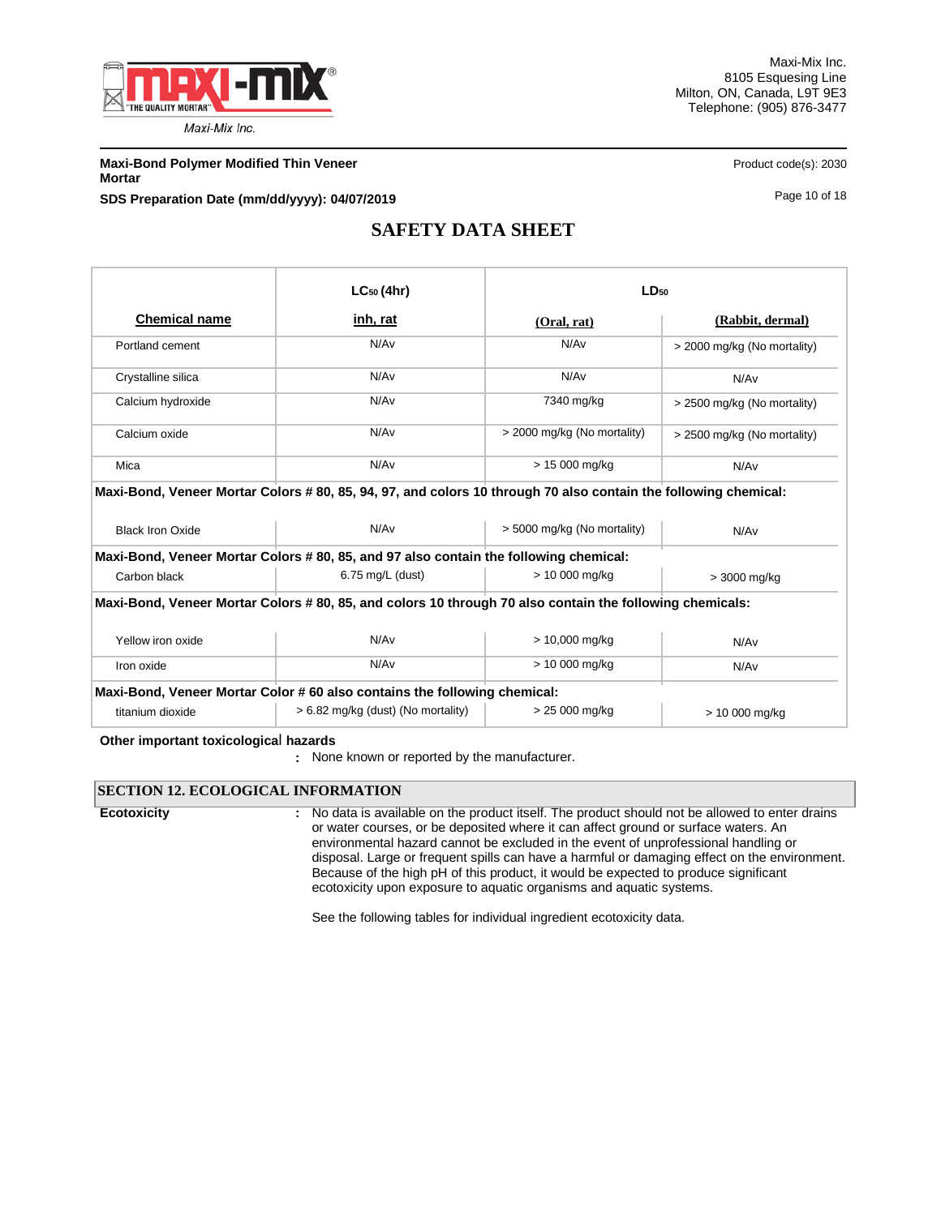| | $LC_{50}$ (4hr) | $LD_{50}$ | |
|---|---|---|---|
| **Chemical name** | **inh, rat** | **(Oral, rat)** | **(Rabbit, dermal)** |
| Portland cement | N/Av | N/Av | > 2000 mg/kg (No mortality) |
| Crystalline silica | N/Av | N/Av | N/Av |
| Calcium hydroxide | N/Av | 7340 mg/kg | > 2500 mg/kg (No mortality) |
| Calcium oxide | N/Av | > 2000 mg/kg (No mortality) | > 2500 mg/kg (No mortality) |
| Mica | N/Av | > 15 000 mg/kg | N/Av |
| **Maxi-Bond, Veneer Mortar Colors # 80, 85, 94, 97, and colors 10 through 70 also contain the following chemical:** | | | |
| Black Iron Oxide | N/Av | > 5000 mg/kg (No mortality) | N/Av |
| **Maxi-Bond, Veneer Mortar Colors # 80, 85, and 97 also contain the following chemical:** | | | |
| Carbon black | 6.75 mg/L (dust) | > 10 000 mg/kg | > 3000 mg/kg |
| **Maxi-Bond, Veneer Mortar Colors # 80, 85, and colors 10 through 70 also contain the following chemicals:** | | | |
| Yellow iron oxide | N/Av | > 10,000 mg/kg | N/Av |
| Iron oxide | N/Av | > 10 000 mg/kg | N/Av |
| **Maxi-Bond, Veneer Mortar Color # 60 also contains the following chemical:** | | | |
| titanium dioxide | > 6.82 mg/kg (dust) (No mortality) | > 25 000 mg/kg | > 10 000 mg/kg |

**Other important toxicological hazards**

: None known or reported by the manufacturer.

## SECTION 12. ECOLOGICAL INFORMATION

**Ecotoxicity** : No data is available on the product itself. The product should not be allowed to enter drains or water courses, or be deposited where it can affect ground or surface waters. An environmental hazard cannot be excluded in the event of unprofessional handling or disposal. Large or frequent spills can have a harmful or damaging effect on the environment. Because of the high pH of this product, it would be expected to produce significant ecotoxicity upon exposure to aquatic organisms and aquatic systems.

See the following tables for individual ingredient ecotoxicity data.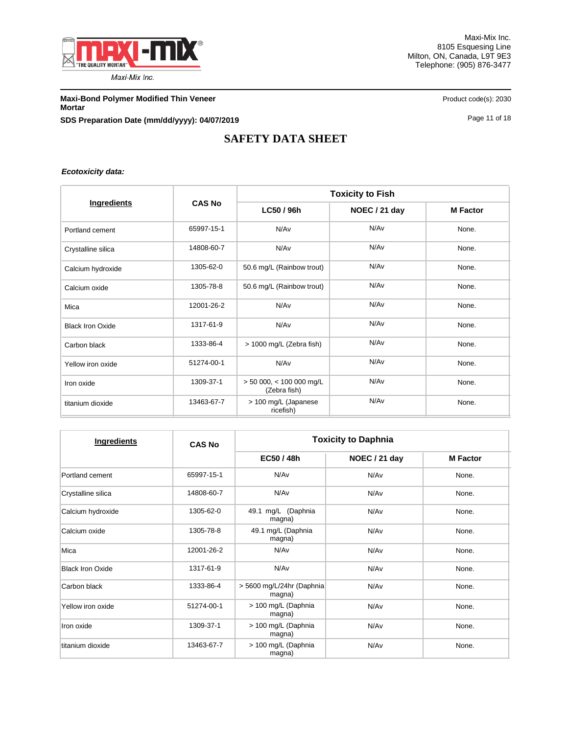# SAFETY DATA SHEET

***Ecotoxicity data:***

| Ingredients | CAS No | Toxicity to Fish | | |
|---|---|---|---|---|
| | | LC50 / 96h | NOEC / 21 day | M Factor |
| Portland cement | 65997-15-1 | N/Av | N/Av | None. |
| Crystalline silica | 14808-60-7 | N/Av | N/Av | None. |
| Calcium hydroxide | 1305-62-0 | 50.6 mg/L (Rainbow trout) | N/Av | None. |
| Calcium oxide | 1305-78-8 | 50.6 mg/L (Rainbow trout) | N/Av | None. |
| Mica | 12001-26-2 | N/Av | N/Av | None. |
| Black Iron Oxide | 1317-61-9 | N/Av | N/Av | None. |
| Carbon black | 1333-86-4 | > 1000 mg/L (Zebra fish) | N/Av | None. |
| Yellow iron oxide | 51274-00-1 | N/Av | N/Av | None. |
| Iron oxide | 1309-37-1 | > 50 000, < 100 000 mg/L (Zebra fish) | N/Av | None. |
| titanium dioxide | 13463-67-7 | > 100 mg/L (Japanese ricefish) | N/Av | None. |

| Ingredients | CAS No | Toxicity to Daphnia | | |
|---|---|---|---|---|
| | | EC50 / 48h | NOEC / 21 day | M Factor |
| Portland cement | 65997-15-1 | N/Av | N/Av | None. |
| Crystalline silica | 14808-60-7 | N/Av | N/Av | None. |
| Calcium hydroxide | 1305-62-0 | 49.1 mg/L (Daphnia magna) | N/Av | None. |
| Calcium oxide | 1305-78-8 | 49.1 mg/L (Daphnia magna) | N/Av | None. |
| Mica | 12001-26-2 | N/Av | N/Av | None. |
| Black Iron Oxide | 1317-61-9 | N/Av | N/Av | None. |
| Carbon black | 1333-86-4 | > 5600 mg/L/24hr (Daphnia magna) | N/Av | None. |
| Yellow iron oxide | 51274-00-1 | > 100 mg/L (Daphnia magna) | N/Av | None. |
| Iron oxide | 1309-37-1 | > 100 mg/L (Daphnia magna) | N/Av | None. |
| titanium dioxide | 13463-67-7 | > 100 mg/L (Daphnia magna) | N/Av | None. |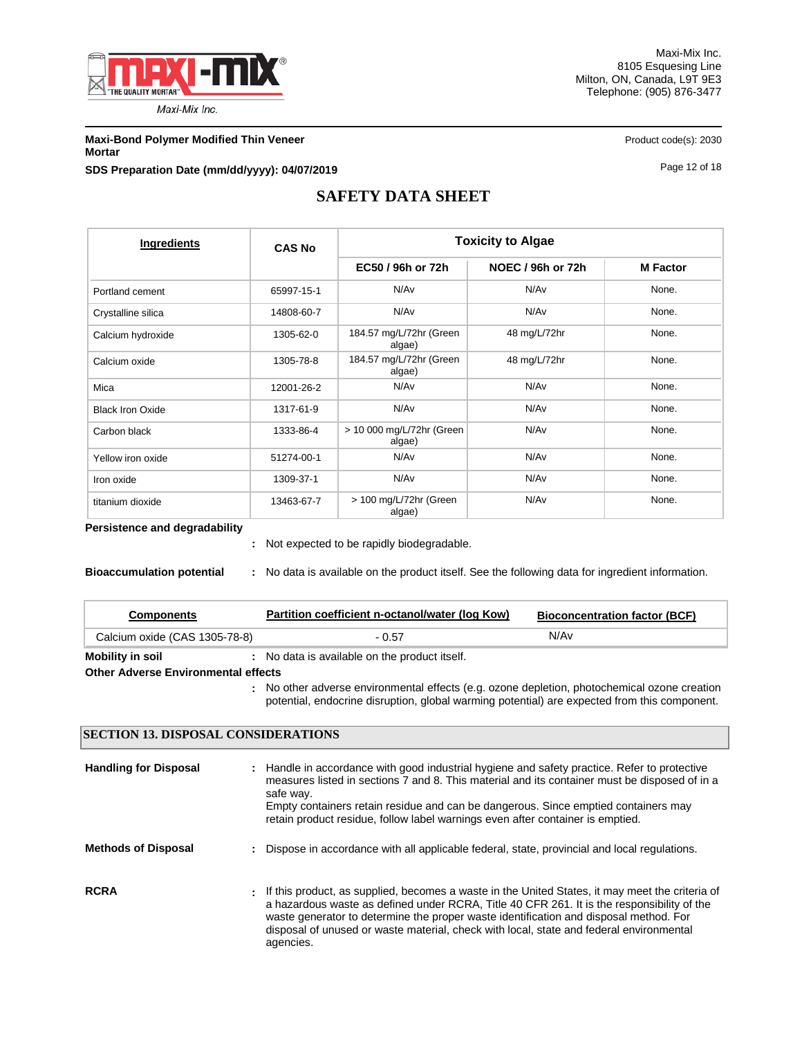| Ingredients | CAS No | Toxicity to Algae | | |
|---|---|---|---|---|
| | | EC50 / 96h or 72h | NOEC / 96h or 72h | M Factor |
| Portland cement | 65997-15-1 | N/Av | N/Av | None. |
| Crystalline silica | 14808-60-7 | N/Av | N/Av | None. |
| Calcium hydroxide | 1305-62-0 | 184.57 mg/L/72hr (Green algae) | 48 mg/L/72hr | None. |
| Calcium oxide | 1305-78-8 | 184.57 mg/L/72hr (Green algae) | 48 mg/L/72hr | None. |
| Mica | 12001-26-2 | N/Av | N/Av | None. |
| Black Iron Oxide | 1317-61-9 | N/Av | N/Av | None. |
| Carbon black | 1333-86-4 | > 10 000 mg/L/72hr (Green algae) | N/Av | None. |
| Yellow iron oxide | 51274-00-1 | N/Av | N/Av | None. |
| Iron oxide | 1309-37-1 | N/Av | N/Av | None. |
| titanium dioxide | 13463-67-7 | > 100 mg/L/72hr (Green algae) | N/Av | None. |

**Persistence and degradability**

: Not expected to be rapidly biodegradable.

**Bioaccumulation potential** : No data is available on the product itself. See the following data for ingredient information.

| Components | Partition coefficient n-octanol/water (log Kow) | Bioconcentration factor (BCF) |
|---|---|---|
| Calcium oxide (CAS 1305-78-8) | - 0.57 | N/Av |

**Mobility in soil** : No data is available on the product itself.

**Other Adverse Environmental effects**

: No other adverse environmental effects (e.g. ozone depletion, photochemical ozone creation potential, endocrine disruption, global warming potential) are expected from this component.

## SECTION 13. DISPOSAL CONSIDERATIONS

**Handling for Disposal** : Handle in accordance with good industrial hygiene and safety practice. Refer to protective measures listed in sections 7 and 8. This material and its container must be disposed of in a safe way.
Empty containers retain residue and can be dangerous. Since emptied containers may retain product residue, follow label warnings even after container is emptied.

**Methods of Disposal** : Dispose in accordance with all applicable federal, state, provincial and local regulations.

**RCRA** : If this product, as supplied, becomes a waste in the United States, it may meet the criteria of a hazardous waste as defined under RCRA, Title 40 CFR 261. It is the responsibility of the waste generator to determine the proper waste identification and disposal method. For disposal of unused or waste material, check with local, state and federal environmental agencies.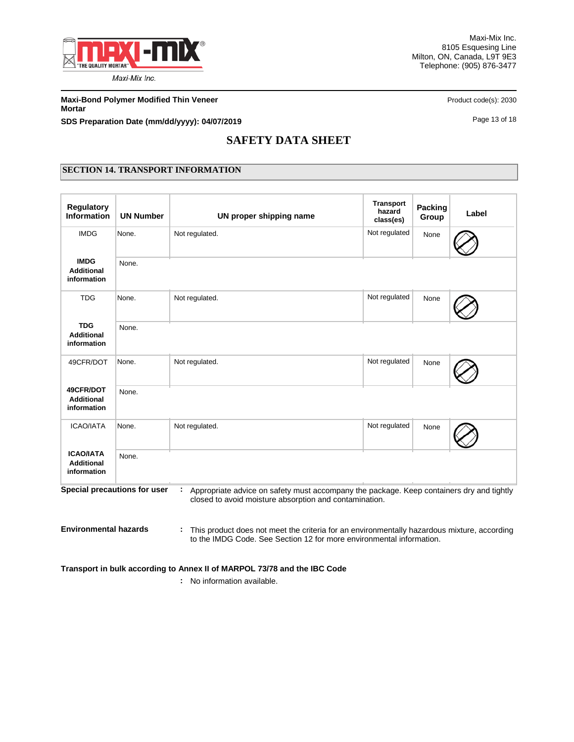# SAFETY DATA SHEET

## SECTION 14. TRANSPORT INFORMATION

| Regulatory Information | UN Number | UN proper shipping name | Transport hazard class(es) | Packing Group | Label |
|---|---|---|---|---|---|
| IMDG | None. | Not regulated. | Not regulated | None | |
| **IMDG Additional information** | None. | | | | |
| TDG | None. | Not regulated. | Not regulated | None | |
| **TDG Additional information** | None. | | | | |
| 49CFR/DOT | None. | Not regulated. | Not regulated | None | |
| **49CFR/DOT Additional information** | None. | | | | |
| ICAO/IATA | None. | Not regulated. | Not regulated | None | |
| **ICAO/IATA Additional information** | None. | | | | |

**Special precautions for user** : Appropriate advice on safety must accompany the package. Keep containers dry and tightly closed to avoid moisture absorption and contamination.

**Environmental hazards** : This product does not meet the criteria for an environmentally hazardous mixture, according to the IMDG Code. See Section 12 for more environmental information.

**Transport in bulk according to Annex II of MARPOL 73/78 and the IBC Code**

: No information available.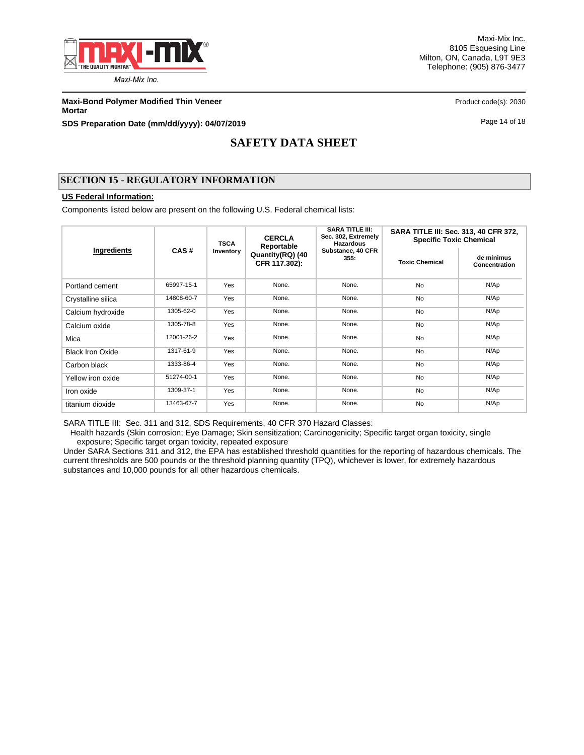## SECTION 15 - REGULATORY INFORMATION

**US Federal Information:**

Components listed below are present on the following U.S. Federal chemical lists:

| Ingredients | CAS # | TSCA Inventory | CERCLA Reportable Quantity(RQ) (40 CFR 117.302): | SARA TITLE III: Sec. 302, Extremely Hazardous Substance, 40 CFR 355: | SARA TITLE III: Sec. 313, 40 CFR 372, Specific Toxic Chemical | |
|---|---|---|---|---|---|---|
| | | | | | Toxic Chemical | de minimus Concentration |
| Portland cement | 65997-15-1 | Yes | None. | None. | No | N/Ap |
| Crystalline silica | 14808-60-7 | Yes | None. | None. | No | N/Ap |
| Calcium hydroxide | 1305-62-0 | Yes | None. | None. | No | N/Ap |
| Calcium oxide | 1305-78-8 | Yes | None. | None. | No | N/Ap |
| Mica | 12001-26-2 | Yes | None. | None. | No | N/Ap |
| Black Iron Oxide | 1317-61-9 | Yes | None. | None. | No | N/Ap |
| Carbon black | 1333-86-4 | Yes | None. | None. | No | N/Ap |
| Yellow iron oxide | 51274-00-1 | Yes | None. | None. | No | N/Ap |
| Iron oxide | 1309-37-1 | Yes | None. | None. | No | N/Ap |
| titanium dioxide | 13463-67-7 | Yes | None. | None. | No | N/Ap |

SARA TITLE III: Sec. 311 and 312, SDS Requirements, 40 CFR 370 Hazard Classes:

Health hazards (Skin corrosion; Eye Damage; Skin sensitization; Carcinogenicity; Specific target organ toxicity, single exposure; Specific target organ toxicity, repeated exposure

Under SARA Sections 311 and 312, the EPA has established threshold quantities for the reporting of hazardous chemicals. The current thresholds are 500 pounds or the threshold planning quantity (TPQ), whichever is lower, for extremely hazardous substances and 10,000 pounds for all other hazardous chemicals.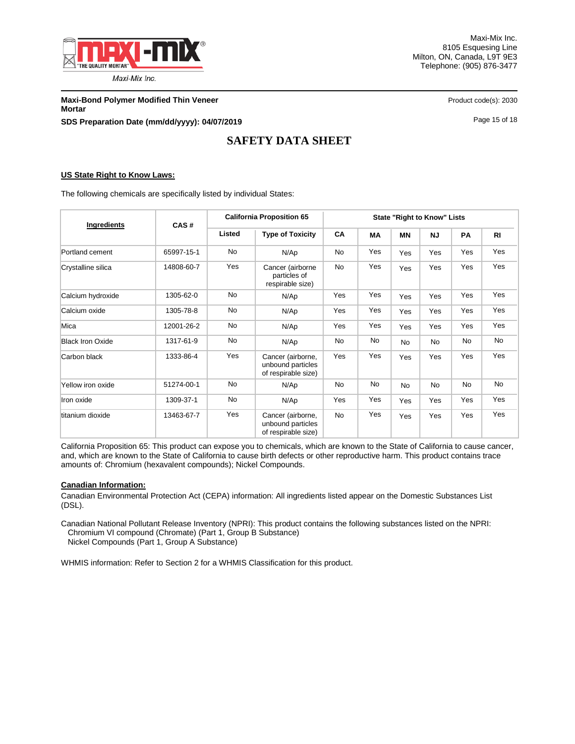**US State Right to Know Laws:**

The following chemicals are specifically listed by individual States:

| Ingredients | CAS # | California Proposition 65 | | State "Right to Know" Lists | | | | | |
|---|---|---|---|---|---|---|---|---|---|
| | | Listed | Type of Toxicity | CA | MA | MN | NJ | PA | RI |
| Portland cement | 65997-15-1 | No | N/Ap | No | Yes | Yes | Yes | Yes | Yes |
| Crystalline silica | 14808-60-7 | Yes | Cancer (airborne particles of respirable size) | No | Yes | Yes | Yes | Yes | Yes |
| Calcium hydroxide | 1305-62-0 | No | N/Ap | Yes | Yes | Yes | Yes | Yes | Yes |
| Calcium oxide | 1305-78-8 | No | N/Ap | Yes | Yes | Yes | Yes | Yes | Yes |
| Mica | 12001-26-2 | No | N/Ap | Yes | Yes | Yes | Yes | Yes | Yes |
| Black Iron Oxide | 1317-61-9 | No | N/Ap | No | No | No | No | No | No |
| Carbon black | 1333-86-4 | Yes | Cancer (airborne, unbound particles of respirable size) | Yes | Yes | Yes | Yes | Yes | Yes |
| Yellow iron oxide | 51274-00-1 | No | N/Ap | No | No | No | No | No | No |
| Iron oxide | 1309-37-1 | No | N/Ap | Yes | Yes | Yes | Yes | Yes | Yes |
| titanium dioxide | 13463-67-7 | Yes | Cancer (airborne, unbound particles of respirable size) | No | Yes | Yes | Yes | Yes | Yes |

California Proposition 65: This product can expose you to chemicals, which are known to the State of California to cause cancer, and, which are known to the State of California to cause birth defects or other reproductive harm. This product contains trace amounts of: Chromium (hexavalent compounds); Nickel Compounds.

**Canadian Information:**

Canadian Environmental Protection Act (CEPA) information: All ingredients listed appear on the Domestic Substances List (DSL).

Canadian National Pollutant Release Inventory (NPRI): This product contains the following substances listed on the NPRI:
Chromium VI compound (Chromate) (Part 1, Group B Substance)
Nickel Compounds (Part 1, Group A Substance)

WHMIS information: Refer to Section 2 for a WHMIS Classification for this product.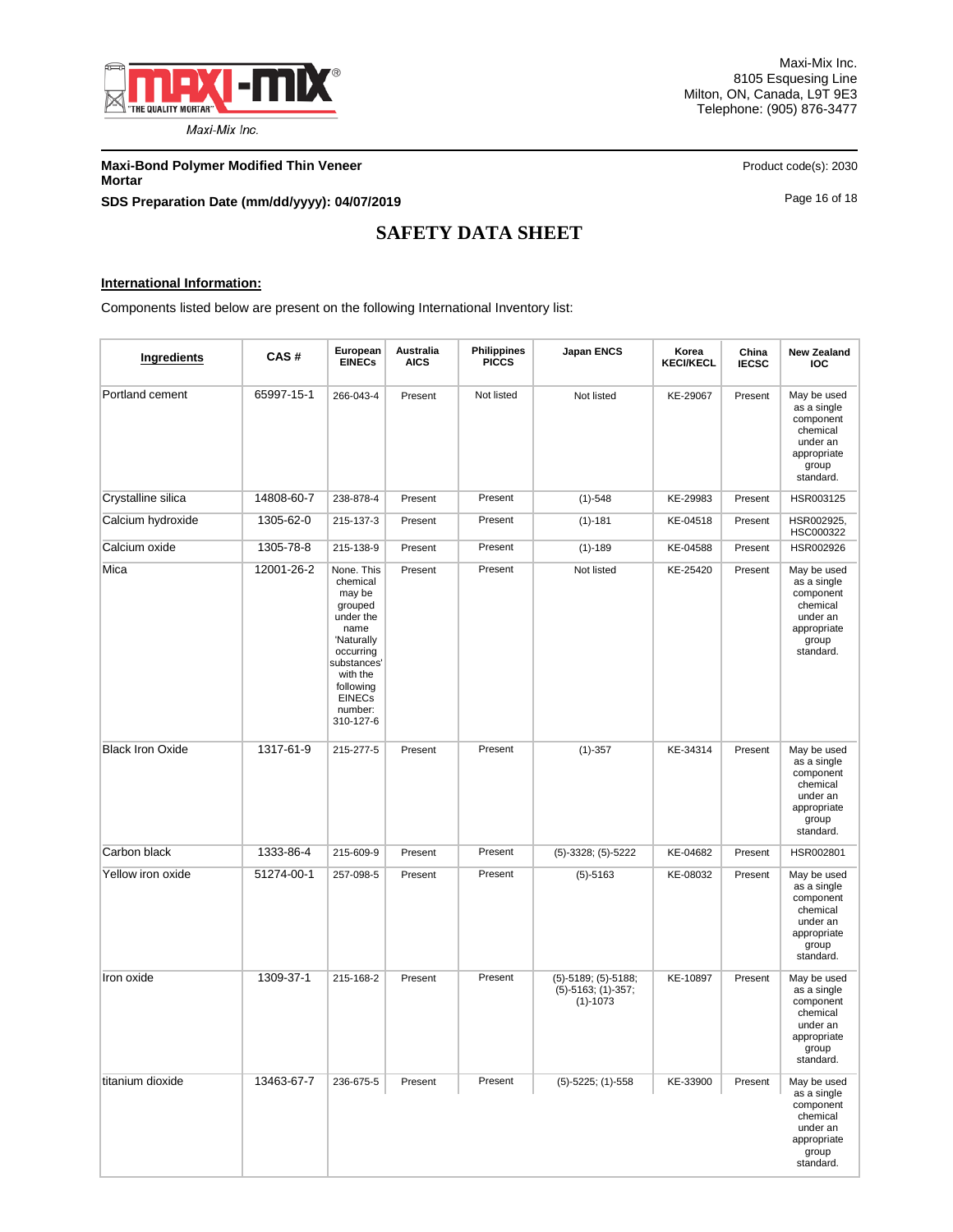## International Information:

Components listed below are present on the following International Inventory list:

| Ingredients | CAS # | European EINECs | Australia AICS | Philippines PICCS | Japan ENCS | Korea KECI/KECL | China IECSC | New Zealand IOC |
|---|---|---|---|---|---|---|---|---|
| Portland cement | 65997-15-1 | 266-043-4 | Present | Not listed | Not listed | KE-29067 | Present | May be used as a single component chemical under an appropriate group standard. |
| Crystalline silica | 14808-60-7 | 238-878-4 | Present | Present | (1)-548 | KE-29983 | Present | HSR003125 |
| Calcium hydroxide | 1305-62-0 | 215-137-3 | Present | Present | (1)-181 | KE-04518 | Present | HSR002925, HSC000322 |
| Calcium oxide | 1305-78-8 | 215-138-9 | Present | Present | (1)-189 | KE-04588 | Present | HSR002926 |
| Mica | 12001-26-2 | None. This chemical may be grouped under the name 'Naturally occurring substances' with the following EINECs number: 310-127-6 | Present | Present | Not listed | KE-25420 | Present | May be used as a single component chemical under an appropriate group standard. |
| Black Iron Oxide | 1317-61-9 | 215-277-5 | Present | Present | (1)-357 | KE-34314 | Present | May be used as a single component chemical under an appropriate group standard. |
| Carbon black | 1333-86-4 | 215-609-9 | Present | Present | (5)-3328; (5)-5222 | KE-04682 | Present | HSR002801 |
| Yellow iron oxide | 51274-00-1 | 257-098-5 | Present | Present | (5)-5163 | KE-08032 | Present | May be used as a single component chemical under an appropriate group standard. |
| Iron oxide | 1309-37-1 | 215-168-2 | Present | Present | (5)-5189; (5)-5188; (5)-5163; (1)-357; (1)-1073 | KE-10897 | Present | May be used as a single component chemical under an appropriate group standard. |
| titanium dioxide | 13463-67-7 | 236-675-5 | Present | Present | (5)-5225; (1)-558 | KE-33900 | Present | May be used as a single component chemical under an appropriate group standard. |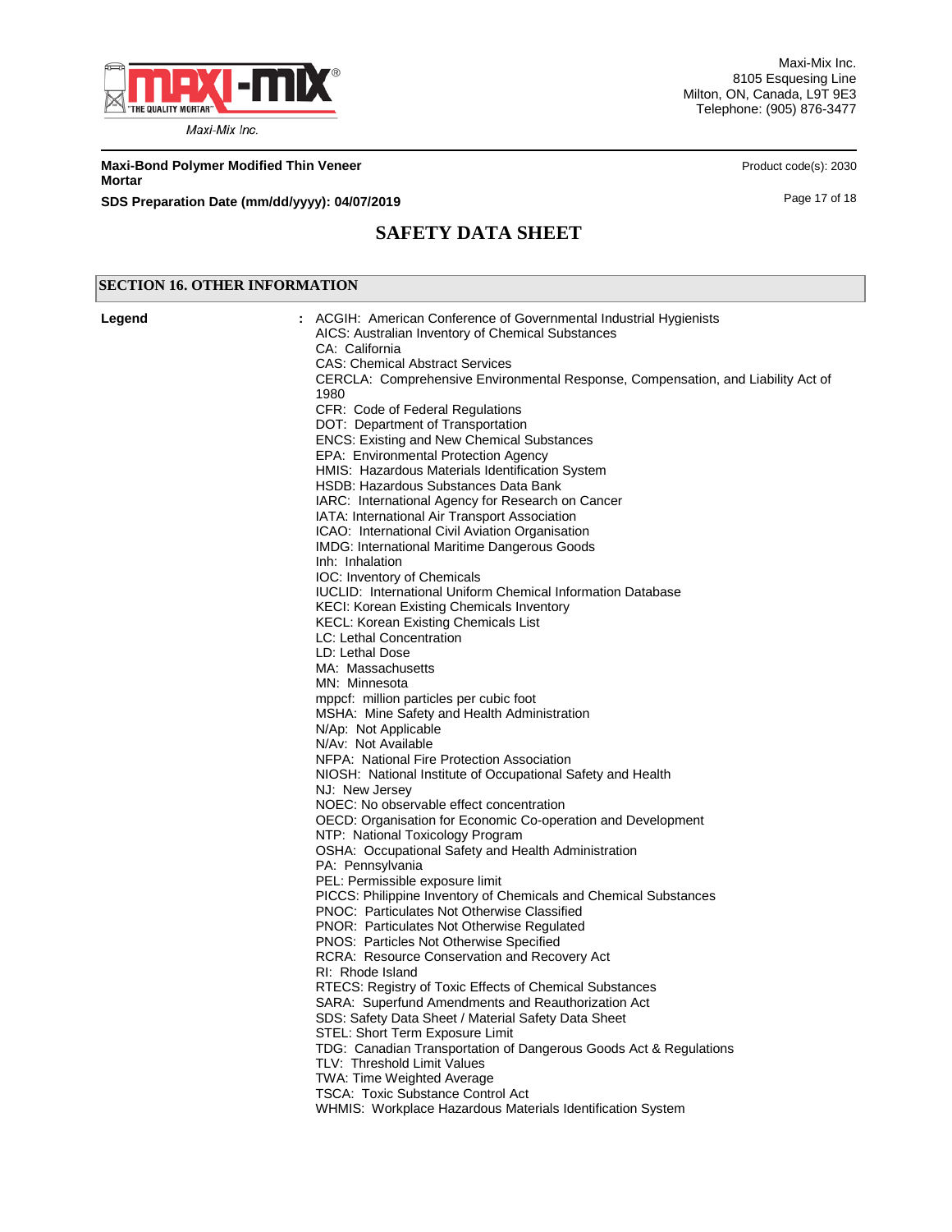# SAFETY DATA SHEET

## SECTION 16. OTHER INFORMATION

**Legend** : ACGIH: American Conference of Governmental Industrial Hygienists
AICS: Australian Inventory of Chemical Substances
CA: California
CAS: Chemical Abstract Services
CERCLA: Comprehensive Environmental Response, Compensation, and Liability Act of 1980
CFR: Code of Federal Regulations
DOT: Department of Transportation
ENCS: Existing and New Chemical Substances
EPA: Environmental Protection Agency
HMIS: Hazardous Materials Identification System
HSDB: Hazardous Substances Data Bank
IARC: International Agency for Research on Cancer
IATA: International Air Transport Association
ICAO: International Civil Aviation Organisation
IMDG: International Maritime Dangerous Goods
Inh: Inhalation
IOC: Inventory of Chemicals
IUCLID: International Uniform Chemical Information Database
KECI: Korean Existing Chemicals Inventory
KECL: Korean Existing Chemicals List
LC: Lethal Concentration
LD: Lethal Dose
MA: Massachusetts
MN: Minnesota
mppcf: million particles per cubic foot
MSHA: Mine Safety and Health Administration
N/Ap: Not Applicable
N/Av: Not Available
NFPA: National Fire Protection Association
NIOSH: National Institute of Occupational Safety and Health
NJ: New Jersey
NOEC: No observable effect concentration
OECD: Organisation for Economic Co-operation and Development
NTP: National Toxicology Program
OSHA: Occupational Safety and Health Administration
PA: Pennsylvania
PEL: Permissible exposure limit
PICCS: Philippine Inventory of Chemicals and Chemical Substances
PNOC: Particulates Not Otherwise Classified
PNOR: Particulates Not Otherwise Regulated
PNOS: Particles Not Otherwise Specified
RCRA: Resource Conservation and Recovery Act
RI: Rhode Island
RTECS: Registry of Toxic Effects of Chemical Substances
SARA: Superfund Amendments and Reauthorization Act
SDS: Safety Data Sheet / Material Safety Data Sheet
STEL: Short Term Exposure Limit
TDG: Canadian Transportation of Dangerous Goods Act & Regulations
TLV: Threshold Limit Values
TWA: Time Weighted Average
TSCA: Toxic Substance Control Act
WHMIS: Workplace Hazardous Materials Identification System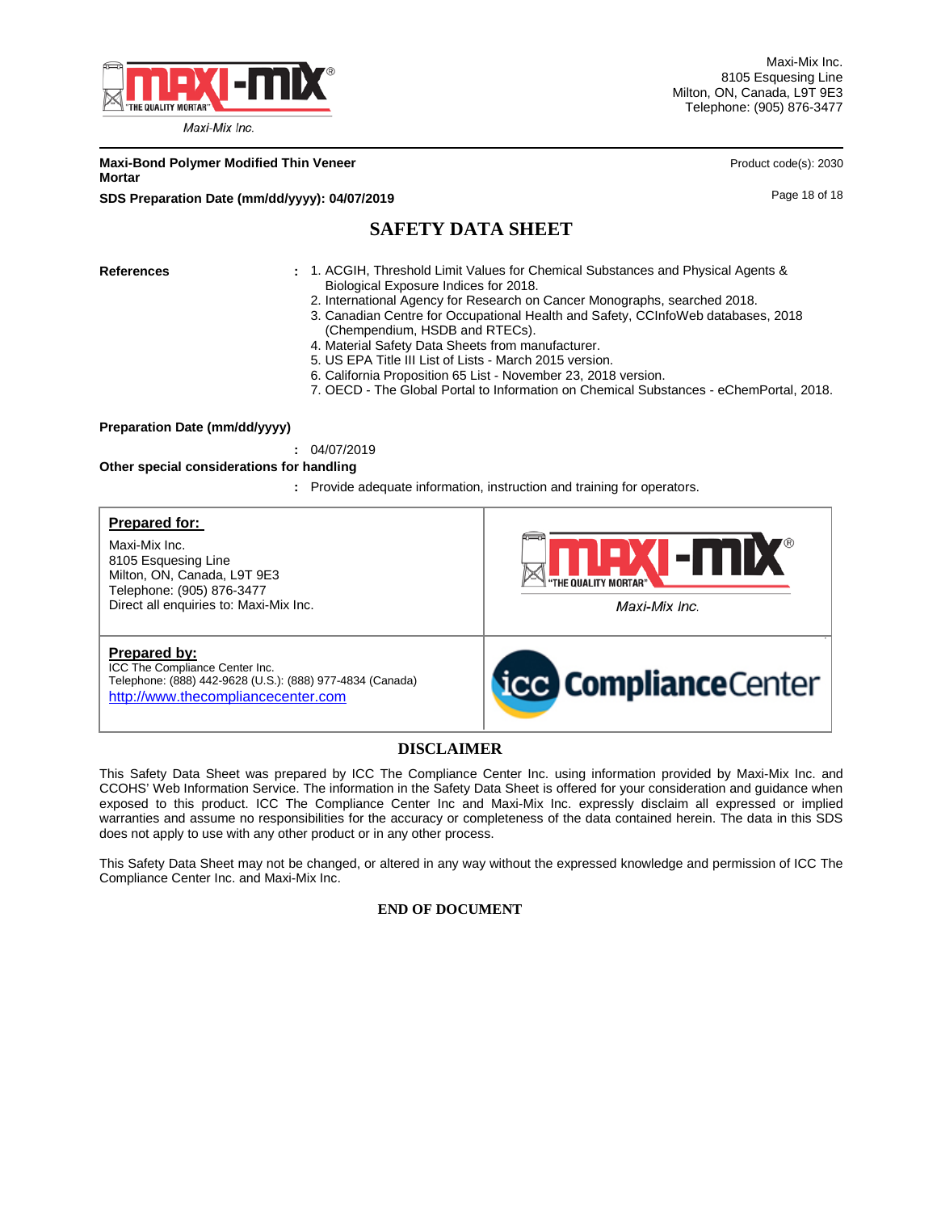**References** : 1. ACGIH, Threshold Limit Values for Chemical Substances and Physical Agents & Biological Exposure Indices for 2018.
2. International Agency for Research on Cancer Monographs, searched 2018.
3. Canadian Centre for Occupational Health and Safety, CCInfoWeb databases, 2018 (Chempendium, HSDB and RTECs).
4. Material Safety Data Sheets from manufacturer.
5. US EPA Title III List of Lists - March 2015 version.
6. California Proposition 65 List - November 23, 2018 version.
7. OECD - The Global Portal to Information on Chemical Substances - eChemPortal, 2018.

**Preparation Date (mm/dd/yyyy)**

: 04/07/2019

**Other special considerations for handling**

: Provide adequate information, instruction and training for operators.

| | |
|---|---|
| **Prepared for:**<br>Maxi-Mix Inc.<br>8105 Esquesing Line<br>Milton, ON, Canada, L9T 9E3<br>Telephone: (905) 876-3477<br>Direct all enquiries to: Maxi-Mix Inc. | MAXI-MIX "THE QUALITY MORTAR" Maxi-Mix Inc. |
| **Prepared by:**<br>ICC The Compliance Center Inc.<br>Telephone: (888) 442-9628 (U.S.): (888) 977-4834 (Canada)<br>http://www.thecompliancecenter.com | icc ComplianceCenter |

## DISCLAIMER

This Safety Data Sheet was prepared by ICC The Compliance Center Inc. using information provided by Maxi-Mix Inc. and CCOHS' Web Information Service. The information in the Safety Data Sheet is offered for your consideration and guidance when exposed to this product. ICC The Compliance Center Inc and Maxi-Mix Inc. expressly disclaim all expressed or implied warranties and assume no responsibilities for the accuracy or completeness of the data contained herein. The data in this SDS does not apply to use with any other product or in any other process.

This Safety Data Sheet may not be changed, or altered in any way without the expressed knowledge and permission of ICC The Compliance Center Inc. and Maxi-Mix Inc.

**END OF DOCUMENT**